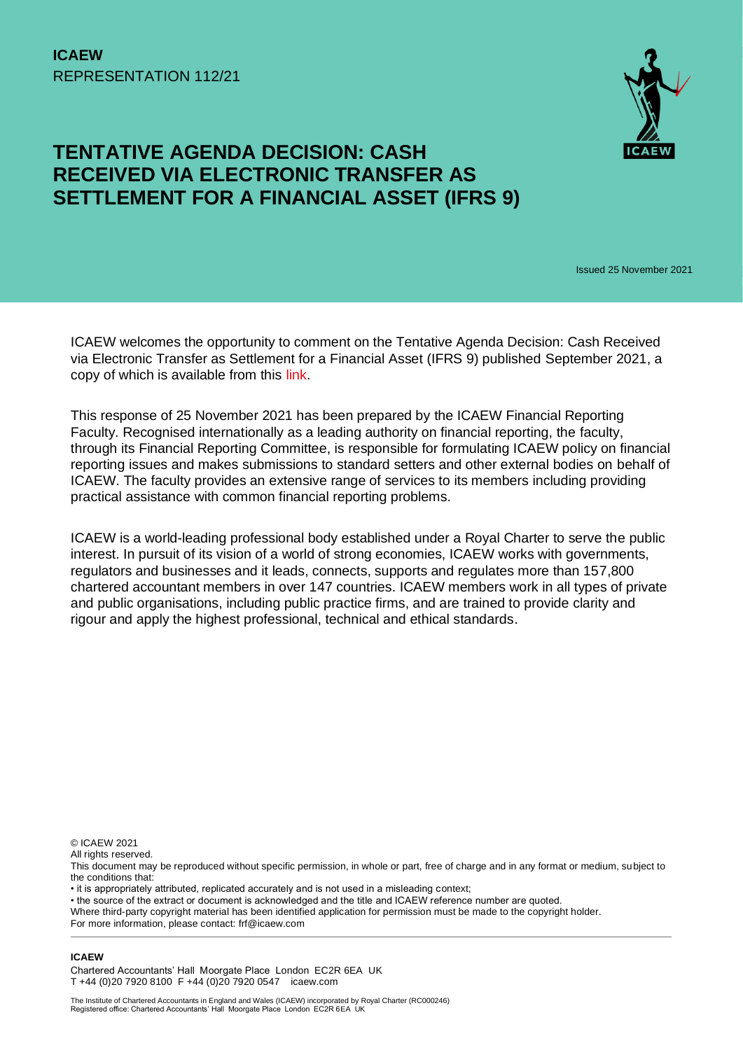**ICAEW**
REPRESENTATION 112/21

# TENTATIVE AGENDA DECISION: CASH RECEIVED VIA ELECTRONIC TRANSFER AS SETTLEMENT FOR A FINANCIAL ASSET (IFRS 9)

Issued 25 November 2021

ICAEW welcomes the opportunity to comment on the Tentative Agenda Decision: Cash Received via Electronic Transfer as Settlement for a Financial Asset (IFRS 9) published September 2021, a copy of which is available from this link.

This response of 25 November 2021 has been prepared by the ICAEW Financial Reporting Faculty. Recognised internationally as a leading authority on financial reporting, the faculty, through its Financial Reporting Committee, is responsible for formulating ICAEW policy on financial reporting issues and makes submissions to standard setters and other external bodies on behalf of ICAEW. The faculty provides an extensive range of services to its members including providing practical assistance with common financial reporting problems.

ICAEW is a world-leading professional body established under a Royal Charter to serve the public interest. In pursuit of its vision of a world of strong economies, ICAEW works with governments, regulators and businesses and it leads, connects, supports and regulates more than 157,800 chartered accountant members in over 147 countries. ICAEW members work in all types of private and public organisations, including public practice firms, and are trained to provide clarity and rigour and apply the highest professional, technical and ethical standards.

© ICAEW 2021
All rights reserved.
This document may be reproduced without specific permission, in whole or part, free of charge and in any format or medium, subject to the conditions that:
• it is appropriately attributed, replicated accurately and is not used in a misleading context;
• the source of the extract or document is acknowledged and the title and ICAEW reference number are quoted.
Where third-party copyright material has been identified application for permission must be made to the copyright holder.
For more information, please contact: frf@icaew.com

**ICAEW**
Chartered Accountants' Hall Moorgate Place London EC2R 6EA UK
T +44 (0)20 7920 8100 F +44 (0)20 7920 0547 icaew.com

The Institute of Chartered Accountants in England and Wales (ICAEW) incorporated by Royal Charter (RC000246)
Registered office: Chartered Accountants' Hall Moorgate Place London EC2R 6EA UK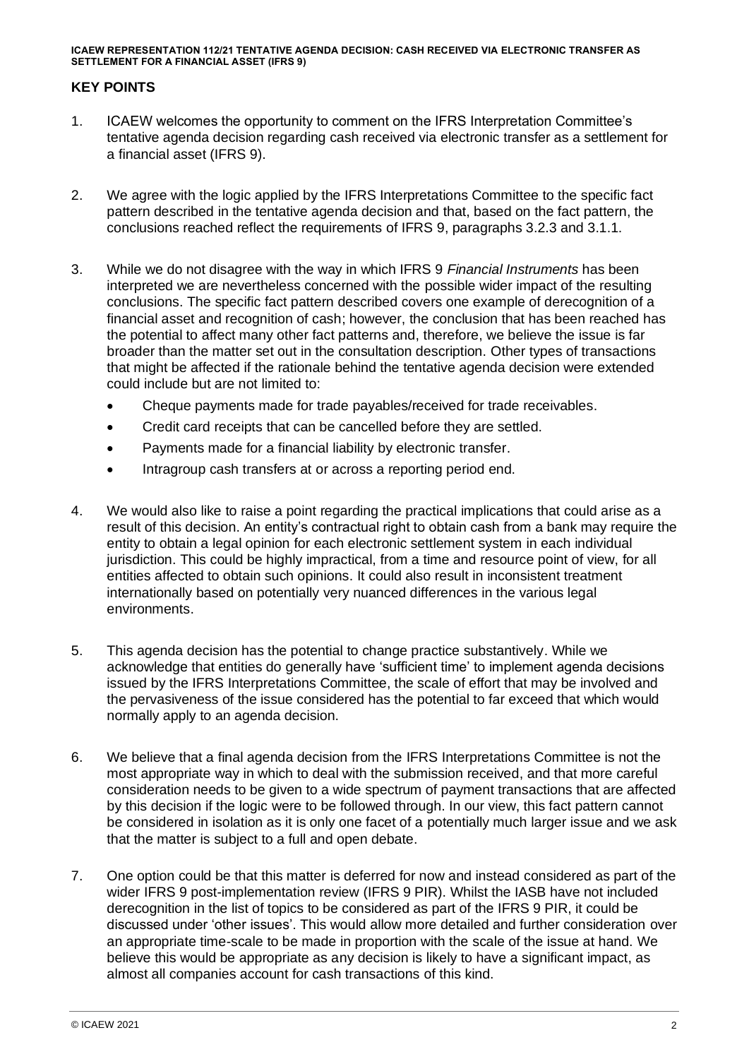## KEY POINTS

1. ICAEW welcomes the opportunity to comment on the IFRS Interpretation Committee's tentative agenda decision regarding cash received via electronic transfer as a settlement for a financial asset (IFRS 9).

2. We agree with the logic applied by the IFRS Interpretations Committee to the specific fact pattern described in the tentative agenda decision and that, based on the fact pattern, the conclusions reached reflect the requirements of IFRS 9, paragraphs 3.2.3 and 3.1.1.

3. While we do not disagree with the way in which IFRS 9 *Financial Instruments* has been interpreted we are nevertheless concerned with the possible wider impact of the resulting conclusions. The specific fact pattern described covers one example of derecognition of a financial asset and recognition of cash; however, the conclusion that has been reached has the potential to affect many other fact patterns and, therefore, we believe the issue is far broader than the matter set out in the consultation description. Other types of transactions that might be affected if the rationale behind the tentative agenda decision were extended could include but are not limited to:
   - Cheque payments made for trade payables/received for trade receivables.
   - Credit card receipts that can be cancelled before they are settled.
   - Payments made for a financial liability by electronic transfer.
   - Intragroup cash transfers at or across a reporting period end.

4. We would also like to raise a point regarding the practical implications that could arise as a result of this decision. An entity's contractual right to obtain cash from a bank may require the entity to obtain a legal opinion for each electronic settlement system in each individual jurisdiction. This could be highly impractical, from a time and resource point of view, for all entities affected to obtain such opinions. It could also result in inconsistent treatment internationally based on potentially very nuanced differences in the various legal environments.

5. This agenda decision has the potential to change practice substantively. While we acknowledge that entities do generally have 'sufficient time' to implement agenda decisions issued by the IFRS Interpretations Committee, the scale of effort that may be involved and the pervasiveness of the issue considered has the potential to far exceed that which would normally apply to an agenda decision.

6. We believe that a final agenda decision from the IFRS Interpretations Committee is not the most appropriate way in which to deal with the submission received, and that more careful consideration needs to be given to a wide spectrum of payment transactions that are affected by this decision if the logic were to be followed through. In our view, this fact pattern cannot be considered in isolation as it is only one facet of a potentially much larger issue and we ask that the matter is subject to a full and open debate.

7. One option could be that this matter is deferred for now and instead considered as part of the wider IFRS 9 post-implementation review (IFRS 9 PIR). Whilst the IASB have not included derecognition in the list of topics to be considered as part of the IFRS 9 PIR, it could be discussed under 'other issues'. This would allow more detailed and further consideration over an appropriate time-scale to be made in proportion with the scale of the issue at hand. We believe this would be appropriate as any decision is likely to have a significant impact, as almost all companies account for cash transactions of this kind.